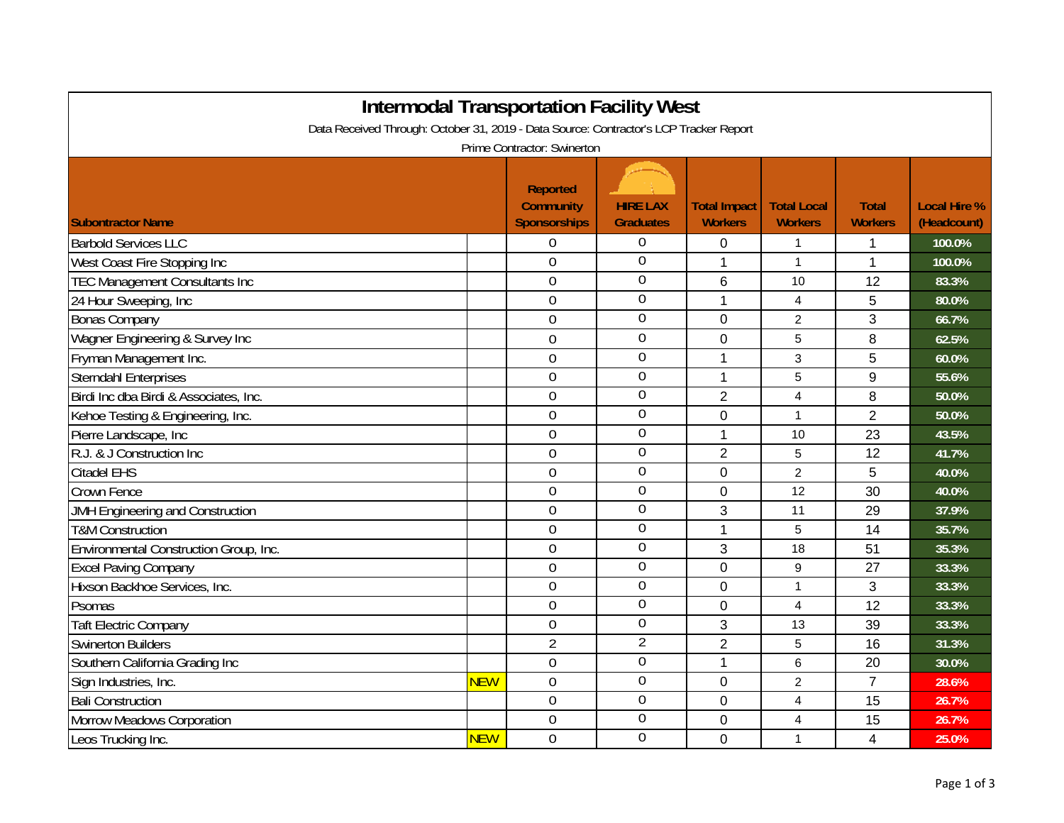# Intermodal Transportation Facility West

Data Received Through: October 31, 2019 - Data Source: Contractor's LCP Tracker Report

Prime Contractor: Swinerton

| Subontractor Name | | Reported Community Sponsorships | HIRE LAX Graduates | Total Impact Workers | Total Local Workers | Total Workers | Local Hire % (Headcount) |
|---|---|---|---|---|---|---|---|
| Barbold Services LLC | | 0 | 0 | 0 | 1 | 1 | 100.0% |
| West Coast Fire Stopping Inc | | 0 | 0 | 1 | 1 | 1 | 100.0% |
| TEC Management Consultants Inc | | 0 | 0 | 6 | 10 | 12 | 83.3% |
| 24 Hour Sweeping, Inc | | 0 | 0 | 1 | 4 | 5 | 80.0% |
| Bonas Company | | 0 | 0 | 0 | 2 | 3 | 66.7% |
| Wagner Engineering & Survey Inc | | 0 | 0 | 0 | 5 | 8 | 62.5% |
| Fryman Management Inc. | | 0 | 0 | 1 | 3 | 5 | 60.0% |
| Sterndahl Enterprises | | 0 | 0 | 1 | 5 | 9 | 55.6% |
| Birdi Inc dba Birdi & Associates, Inc. | | 0 | 0 | 2 | 4 | 8 | 50.0% |
| Kehoe Testing & Engineering, Inc. | | 0 | 0 | 0 | 1 | 2 | 50.0% |
| Pierre Landscape, Inc | | 0 | 0 | 1 | 10 | 23 | 43.5% |
| R.J. & J Construction Inc | | 0 | 0 | 2 | 5 | 12 | 41.7% |
| Citadel EHS | | 0 | 0 | 0 | 2 | 5 | 40.0% |
| Crown Fence | | 0 | 0 | 0 | 12 | 30 | 40.0% |
| JMH Engineering and Construction | | 0 | 0 | 3 | 11 | 29 | 37.9% |
| T&M Construction | | 0 | 0 | 1 | 5 | 14 | 35.7% |
| Environmental Construction Group, Inc. | | 0 | 0 | 3 | 18 | 51 | 35.3% |
| Excel Paving Company | | 0 | 0 | 0 | 9 | 27 | 33.3% |
| Hixson Backhoe Services, Inc. | | 0 | 0 | 0 | 1 | 3 | 33.3% |
| Psomas | | 0 | 0 | 0 | 4 | 12 | 33.3% |
| Taft Electric Company | | 0 | 0 | 3 | 13 | 39 | 33.3% |
| Swinerton Builders | | 2 | 2 | 2 | 5 | 16 | 31.3% |
| Southern California Grading Inc | | 0 | 0 | 1 | 6 | 20 | 30.0% |
| Sign Industries, Inc. | NEW | 0 | 0 | 0 | 2 | 7 | 28.6% |
| Bali Construction | | 0 | 0 | 0 | 4 | 15 | 26.7% |
| Morrow Meadows Corporation | | 0 | 0 | 0 | 4 | 15 | 26.7% |
| Leos Trucking Inc. | NEW | 0 | 0 | 0 | 1 | 4 | 25.0% |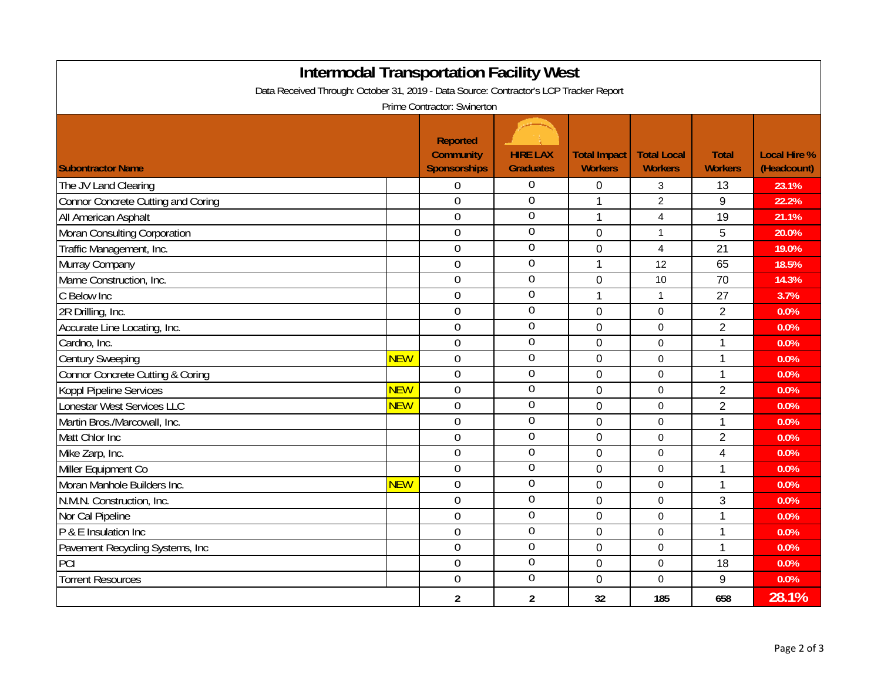# Intermodal Transportation Facility West

Data Received Through: October 31, 2019 - Data Source: Contractor's LCP Tracker Report

Prime Contractor: Swinerton

| Subontractor Name | | Reported Community Sponsorships | HIRE LAX Graduates | Total Impact Workers | Total Local Workers | Total Workers | Local Hire % (Headcount) |
|---|---|---|---|---|---|---|---|
| The JV Land Clearing | | 0 | 0 | 0 | 3 | 13 | 23.1% |
| Connor Concrete Cutting and Coring | | 0 | 0 | 1 | 2 | 9 | 22.2% |
| All American Asphalt | | 0 | 0 | 1 | 4 | 19 | 21.1% |
| Moran Consulting Corporation | | 0 | 0 | 0 | 1 | 5 | 20.0% |
| Traffic Management, Inc. | | 0 | 0 | 0 | 4 | 21 | 19.0% |
| Murray Company | | 0 | 0 | 1 | 12 | 65 | 18.5% |
| Marne Construction, Inc. | | 0 | 0 | 0 | 10 | 70 | 14.3% |
| C Below Inc | | 0 | 0 | 1 | 1 | 27 | 3.7% |
| 2R Drilling, Inc. | | 0 | 0 | 0 | 0 | 2 | 0.0% |
| Accurate Line Locating, Inc. | | 0 | 0 | 0 | 0 | 2 | 0.0% |
| Cardno, Inc. | | 0 | 0 | 0 | 0 | 1 | 0.0% |
| Century Sweeping | NEW | 0 | 0 | 0 | 0 | 1 | 0.0% |
| Connor Concrete Cutting & Coring | | 0 | 0 | 0 | 0 | 1 | 0.0% |
| Koppl Pipeline Services | NEW | 0 | 0 | 0 | 0 | 2 | 0.0% |
| Lonestar West Services LLC | NEW | 0 | 0 | 0 | 0 | 2 | 0.0% |
| Martin Bros./Marcowall, Inc. | | 0 | 0 | 0 | 0 | 1 | 0.0% |
| Matt Chlor Inc | | 0 | 0 | 0 | 0 | 2 | 0.0% |
| Mike Zarp, Inc. | | 0 | 0 | 0 | 0 | 4 | 0.0% |
| Miller Equipment Co | | 0 | 0 | 0 | 0 | 1 | 0.0% |
| Moran Manhole Builders Inc. | NEW | 0 | 0 | 0 | 0 | 1 | 0.0% |
| N.M.N. Construction, Inc. | | 0 | 0 | 0 | 0 | 3 | 0.0% |
| Nor Cal Pipeline | | 0 | 0 | 0 | 0 | 1 | 0.0% |
| P & E Insulation Inc | | 0 | 0 | 0 | 0 | 1 | 0.0% |
| Pavement Recycling Systems, Inc | | 0 | 0 | 0 | 0 | 1 | 0.0% |
| PCI | | 0 | 0 | 0 | 0 | 18 | 0.0% |
| Torrent Resources | | 0 | 0 | 0 | 0 | 9 | 0.0% |
| | | 2 | 2 | 32 | 185 | 658 | 28.1% |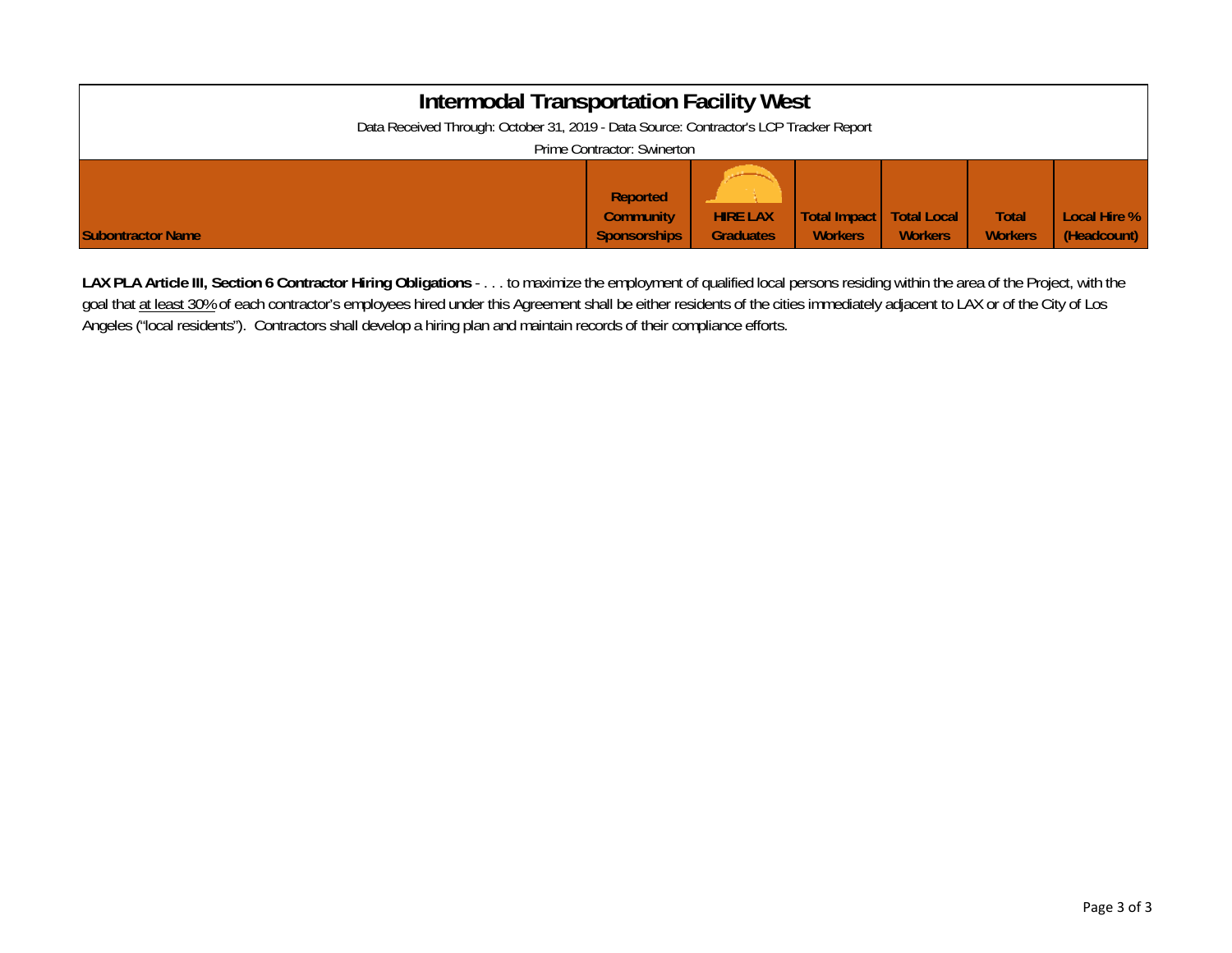# Intermodal Transportation Facility West

Data Received Through: October 31, 2019 - Data Source: Contractor's LCP Tracker Report

Prime Contractor: Swinerton

| Subcontractor Name | Reported Community Sponsorships | HIRE LAX Graduates | Total Impact Workers | Total Local Workers | Total Workers | Local Hire % (Headcount) |
|---|---|---|---|---|---|---|

**LAX PLA Article III, Section 6 Contractor Hiring Obligations** - . . . to maximize the employment of qualified local persons residing within the area of the Project, with the goal that at least 30% of each contractor's employees hired under this Agreement shall be either residents of the cities immediately adjacent to LAX or of the City of Los Angeles ("local residents"). Contractors shall develop a hiring plan and maintain records of their compliance efforts.